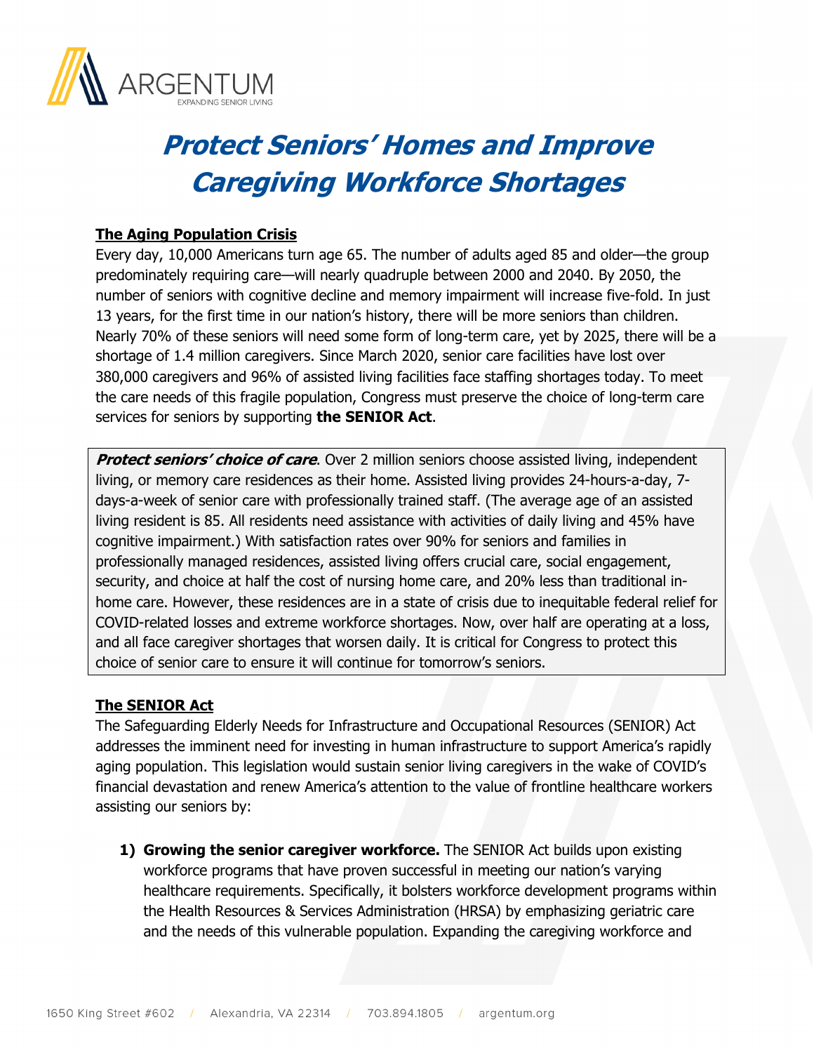ARGENTUM
EXPANDING SENIOR LIVING

# *Protect Seniors' Homes and Improve Caregiving Workforce Shortages*

## The Aging Population Crisis

Every day, 10,000 Americans turn age 65. The number of adults aged 85 and older—the group predominately requiring care—will nearly quadruple between 2000 and 2040. By 2050, the number of seniors with cognitive decline and memory impairment will increase five-fold. In just 13 years, for the first time in our nation's history, there will be more seniors than children. Nearly 70% of these seniors will need some form of long-term care, yet by 2025, there will be a shortage of 1.4 million caregivers. Since March 2020, senior care facilities have lost over 380,000 caregivers and 96% of assisted living facilities face staffing shortages today. To meet the care needs of this fragile population, Congress must preserve the choice of long-term care services for seniors by supporting **the SENIOR Act**.

***Protect seniors' choice of care***. Over 2 million seniors choose assisted living, independent living, or memory care residences as their home. Assisted living provides 24-hours-a-day, 7-days-a-week of senior care with professionally trained staff. (The average age of an assisted living resident is 85. All residents need assistance with activities of daily living and 45% have cognitive impairment.) With satisfaction rates over 90% for seniors and families in professionally managed residences, assisted living offers crucial care, social engagement, security, and choice at half the cost of nursing home care, and 20% less than traditional in-home care. However, these residences are in a state of crisis due to inequitable federal relief for COVID-related losses and extreme workforce shortages. Now, over half are operating at a loss, and all face caregiver shortages that worsen daily. It is critical for Congress to protect this choice of senior care to ensure it will continue for tomorrow's seniors.

## The SENIOR Act

The Safeguarding Elderly Needs for Infrastructure and Occupational Resources (SENIOR) Act addresses the imminent need for investing in human infrastructure to support America's rapidly aging population. This legislation would sustain senior living caregivers in the wake of COVID's financial devastation and renew America's attention to the value of frontline healthcare workers assisting our seniors by:

1) **Growing the senior caregiver workforce.** The SENIOR Act builds upon existing workforce programs that have proven successful in meeting our nation's varying healthcare requirements. Specifically, it bolsters workforce development programs within the Health Resources & Services Administration (HRSA) by emphasizing geriatric care and the needs of this vulnerable population. Expanding the caregiving workforce and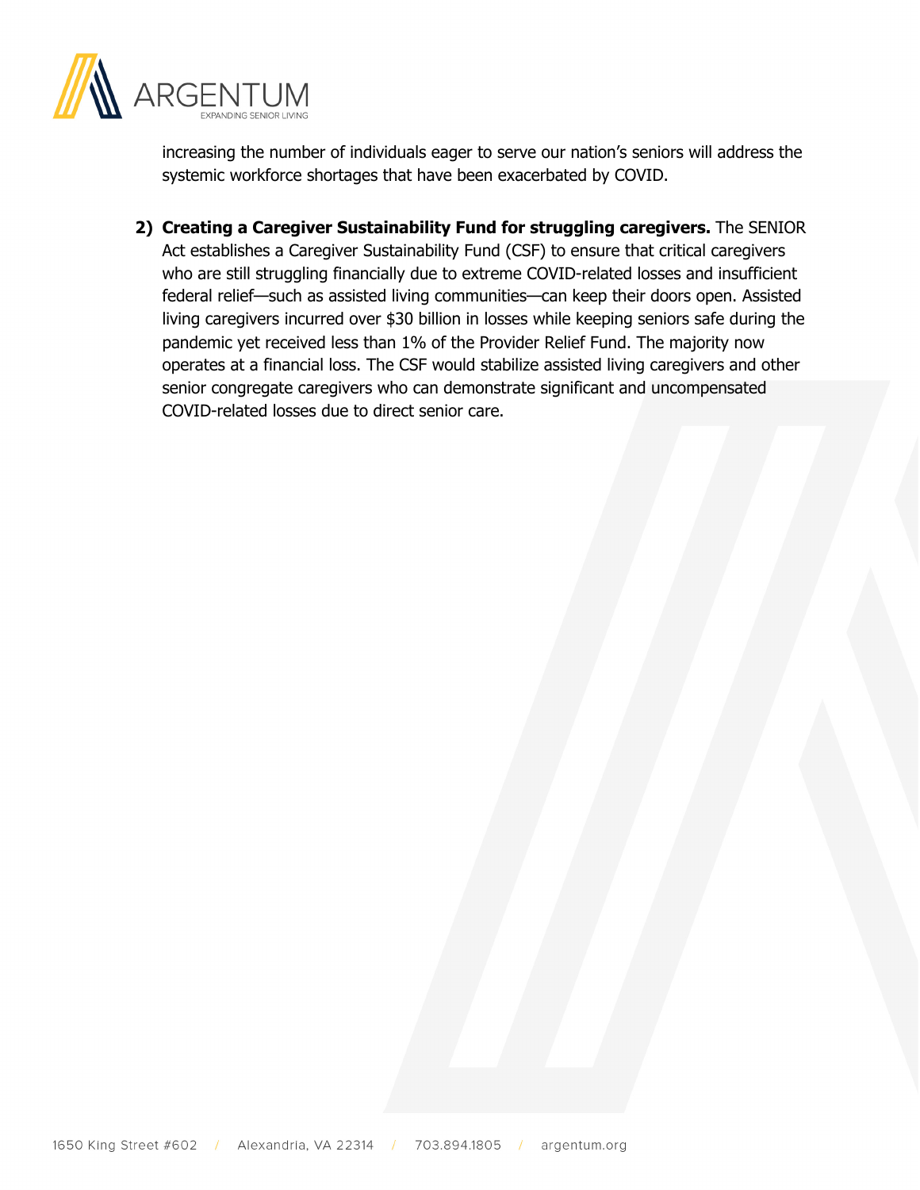increasing the number of individuals eager to serve our nation's seniors will address the systemic workforce shortages that have been exacerbated by COVID.

2) **Creating a Caregiver Sustainability Fund for struggling caregivers.** The SENIOR Act establishes a Caregiver Sustainability Fund (CSF) to ensure that critical caregivers who are still struggling financially due to extreme COVID-related losses and insufficient federal relief—such as assisted living communities—can keep their doors open. Assisted living caregivers incurred over $30 billion in losses while keeping seniors safe during the pandemic yet received less than 1% of the Provider Relief Fund. The majority now operates at a financial loss. The CSF would stabilize assisted living caregivers and other senior congregate caregivers who can demonstrate significant and uncompensated COVID-related losses due to direct senior care.